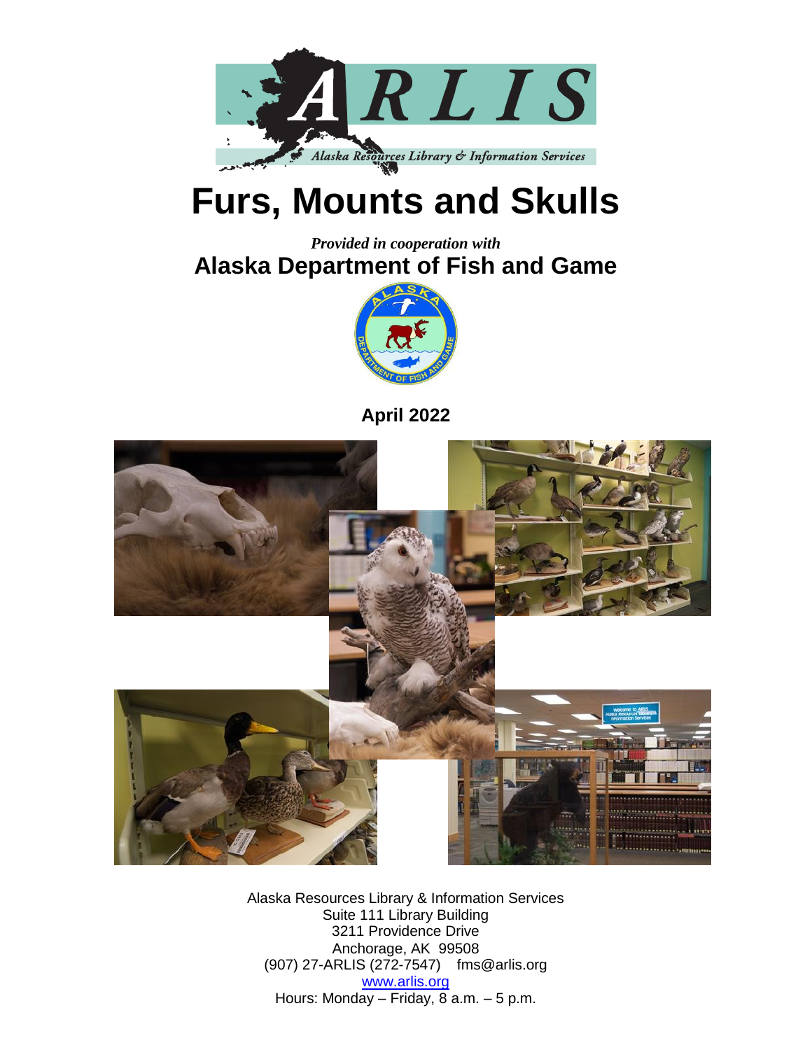ARLIS

Alaska Resources Library & Information Services

# Furs, Mounts and Skulls

*Provided in cooperation with*

**Alaska Department of Fish and Game**

**April 2022**

Alaska Resources Library & Information Services
Suite 111 Library Building
3211 Providence Drive
Anchorage, AK 99508
(907) 27-ARLIS (272-7547) fms@arlis.org
[www.arlis.org](http://www.arlis.org)
Hours: Monday – Friday, 8 a.m. – 5 p.m.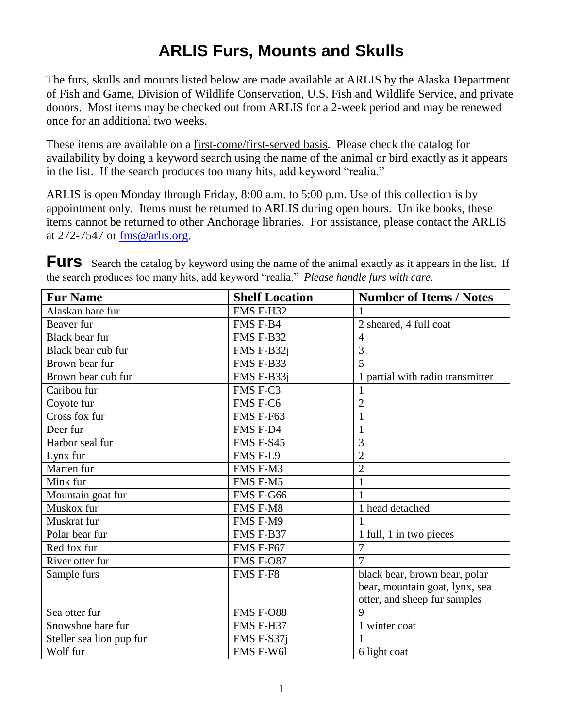# ARLIS Furs, Mounts and Skulls

The furs, skulls and mounts listed below are made available at ARLIS by the Alaska Department of Fish and Game, Division of Wildlife Conservation, U.S. Fish and Wildlife Service, and private donors. Most items may be checked out from ARLIS for a 2-week period and may be renewed once for an additional two weeks.

These items are available on a first-come/first-served basis. Please check the catalog for availability by doing a keyword search using the name of the animal or bird exactly as it appears in the list. If the search produces too many hits, add keyword "realia."

ARLIS is open Monday through Friday, 8:00 a.m. to 5:00 p.m. Use of this collection is by appointment only. Items must be returned to ARLIS during open hours. Unlike books, these items cannot be returned to other Anchorage libraries. For assistance, please contact the ARLIS at 272-7547 or fms@arlis.org.

## Furs

Search the catalog by keyword using the name of the animal exactly as it appears in the list. If the search produces too many hits, add keyword "realia." *Please handle furs with care.*

| Fur Name | Shelf Location | Number of Items / Notes |
|---|---|---|
| Alaskan hare fur | FMS F-H32 | 1 |
| Beaver fur | FMS F-B4 | 2 sheared, 4 full coat |
| Black bear fur | FMS F-B32 | 4 |
| Black bear cub fur | FMS F-B32j | 3 |
| Brown bear fur | FMS F-B33 | 5 |
| Brown bear cub fur | FMS F-B33j | 1 partial with radio transmitter |
| Caribou fur | FMS F-C3 | 1 |
| Coyote fur | FMS F-C6 | 2 |
| Cross fox fur | FMS F-F63 | 1 |
| Deer fur | FMS F-D4 | 1 |
| Harbor seal fur | FMS F-S45 | 3 |
| Lynx fur | FMS F-L9 | 2 |
| Marten fur | FMS F-M3 | 2 |
| Mink fur | FMS F-M5 | 1 |
| Mountain goat fur | FMS F-G66 | 1 |
| Muskox fur | FMS F-M8 | 1 head detached |
| Muskrat fur | FMS F-M9 | 1 |
| Polar bear fur | FMS F-B37 | 1 full, 1 in two pieces |
| Red fox fur | FMS F-F67 | 7 |
| River otter fur | FMS F-O87 | 7 |
| Sample furs | FMS F-F8 | black bear, brown bear, polar bear, mountain goat, lynx, sea otter, and sheep fur samples |
| Sea otter fur | FMS F-O88 | 9 |
| Snowshoe hare fur | FMS F-H37 | 1 winter coat |
| Steller sea lion pup fur | FMS F-S37j | 1 |
| Wolf fur | FMS F-W6l | 6 light coat |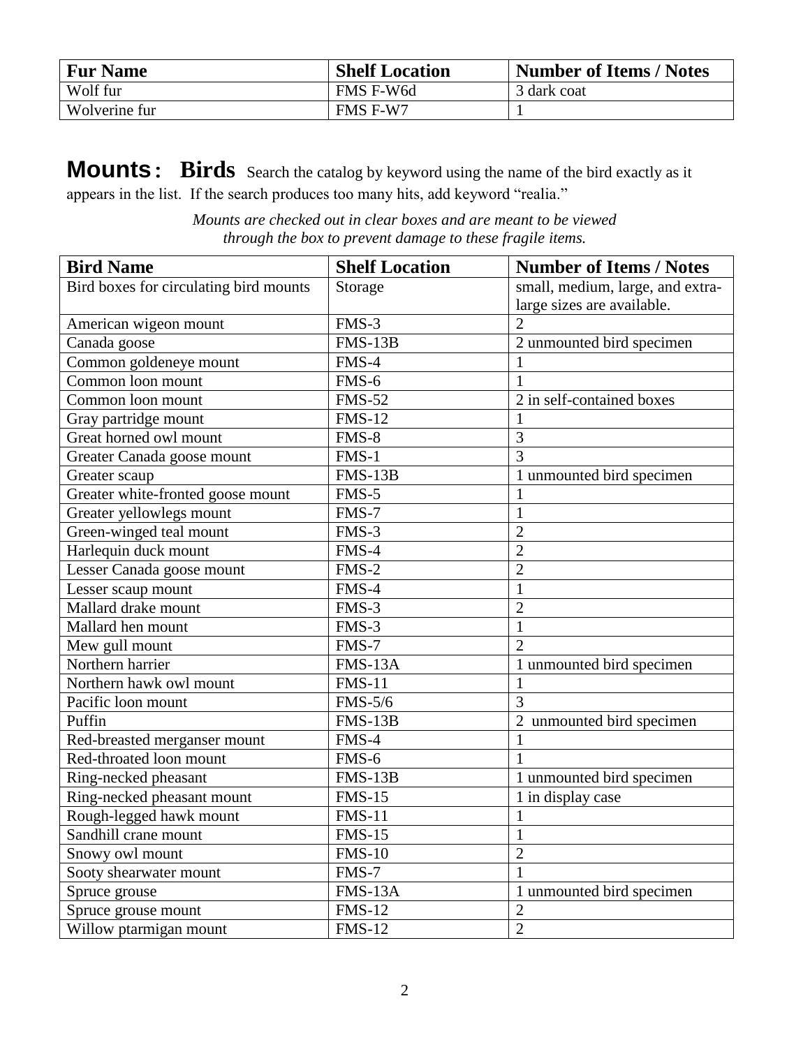| Fur Name | Shelf Location | Number of Items / Notes |
|---|---|---|
| Wolf fur | FMS F-W6d | 3 dark coat |
| Wolverine fur | FMS F-W7 | 1 |

## **Mounts: Birds**

Search the catalog by keyword using the name of the bird exactly as it appears in the list. If the search produces too many hits, add keyword "realia."

*Mounts are checked out in clear boxes and are meant to be viewed through the box to prevent damage to these fragile items.*

| Bird Name | Shelf Location | Number of Items / Notes |
|---|---|---|
| Bird boxes for circulating bird mounts | Storage | small, medium, large, and extra-large sizes are available. |
| American wigeon mount | FMS-3 | 2 |
| Canada goose | FMS-13B | 2 unmounted bird specimen |
| Common goldeneye mount | FMS-4 | 1 |
| Common loon mount | FMS-6 | 1 |
| Common loon mount | FMS-52 | 2 in self-contained boxes |
| Gray partridge mount | FMS-12 | 1 |
| Great horned owl mount | FMS-8 | 3 |
| Greater Canada goose mount | FMS-1 | 3 |
| Greater scaup | FMS-13B | 1 unmounted bird specimen |
| Greater white-fronted goose mount | FMS-5 | 1 |
| Greater yellowlegs mount | FMS-7 | 1 |
| Green-winged teal mount | FMS-3 | 2 |
| Harlequin duck mount | FMS-4 | 2 |
| Lesser Canada goose mount | FMS-2 | 2 |
| Lesser scaup mount | FMS-4 | 1 |
| Mallard drake mount | FMS-3 | 2 |
| Mallard hen mount | FMS-3 | 1 |
| Mew gull mount | FMS-7 | 2 |
| Northern harrier | FMS-13A | 1 unmounted bird specimen |
| Northern hawk owl mount | FMS-11 | 1 |
| Pacific loon mount | FMS-5/6 | 3 |
| Puffin | FMS-13B | 2 unmounted bird specimen |
| Red-breasted merganser mount | FMS-4 | 1 |
| Red-throated loon mount | FMS-6 | 1 |
| Ring-necked pheasant | FMS-13B | 1 unmounted bird specimen |
| Ring-necked pheasant mount | FMS-15 | 1 in display case |
| Rough-legged hawk mount | FMS-11 | 1 |
| Sandhill crane mount | FMS-15 | 1 |
| Snowy owl mount | FMS-10 | 2 |
| Sooty shearwater mount | FMS-7 | 1 |
| Spruce grouse | FMS-13A | 1 unmounted bird specimen |
| Spruce grouse mount | FMS-12 | 2 |
| Willow ptarmigan mount | FMS-12 | 2 |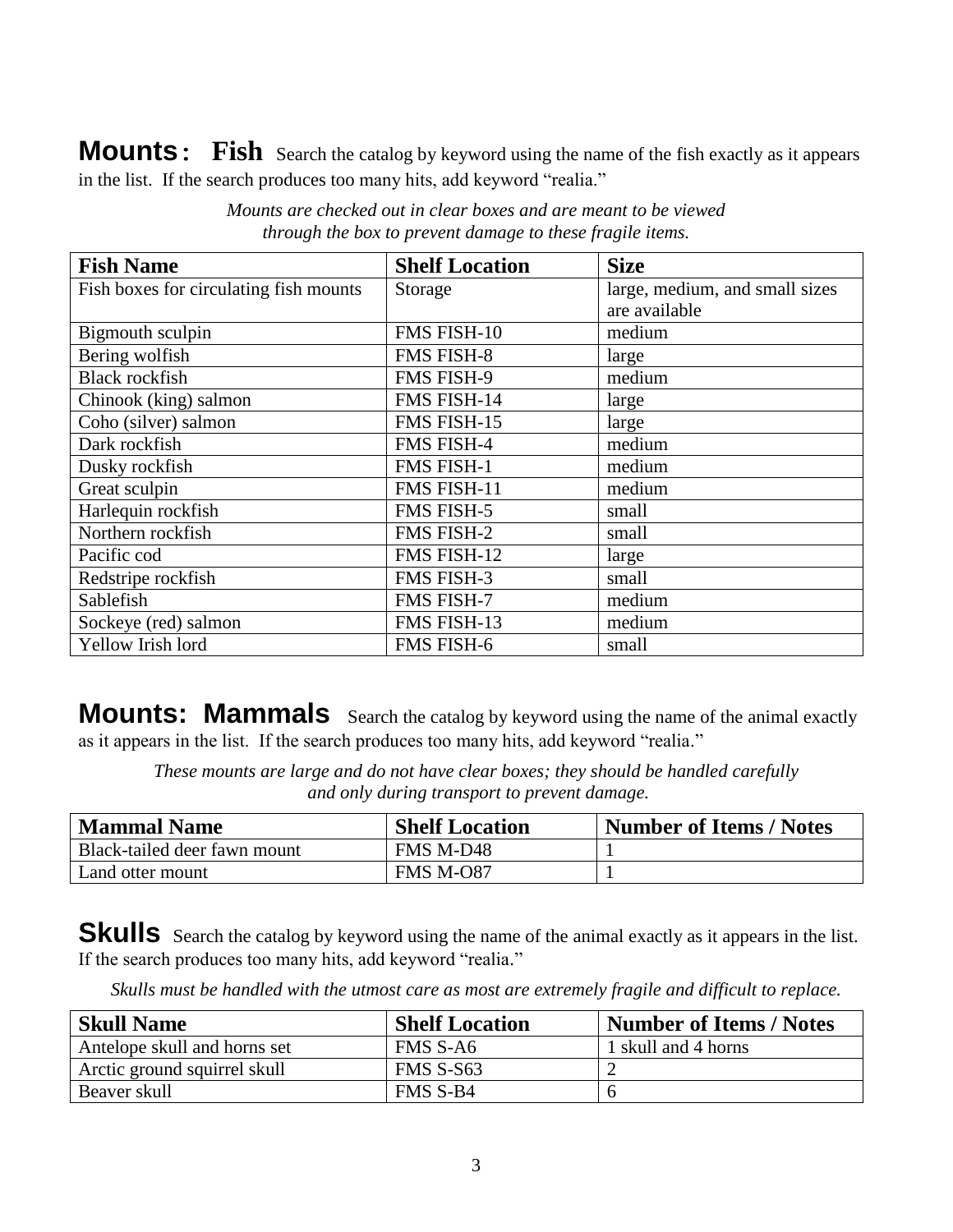## Mounts: Fish

Search the catalog by keyword using the name of the fish exactly as it appears in the list. If the search produces too many hits, add keyword "realia."

*Mounts are checked out in clear boxes and are meant to be viewed through the box to prevent damage to these fragile items.*

| Fish Name | Shelf Location | Size |
|---|---|---|
| Fish boxes for circulating fish mounts | Storage | large, medium, and small sizes are available |
| Bigmouth sculpin | FMS FISH-10 | medium |
| Bering wolfish | FMS FISH-8 | large |
| Black rockfish | FMS FISH-9 | medium |
| Chinook (king) salmon | FMS FISH-14 | large |
| Coho (silver) salmon | FMS FISH-15 | large |
| Dark rockfish | FMS FISH-4 | medium |
| Dusky rockfish | FMS FISH-1 | medium |
| Great sculpin | FMS FISH-11 | medium |
| Harlequin rockfish | FMS FISH-5 | small |
| Northern rockfish | FMS FISH-2 | small |
| Pacific cod | FMS FISH-12 | large |
| Redstripe rockfish | FMS FISH-3 | small |
| Sablefish | FMS FISH-7 | medium |
| Sockeye (red) salmon | FMS FISH-13 | medium |
| Yellow Irish lord | FMS FISH-6 | small |

## Mounts: Mammals

Search the catalog by keyword using the name of the animal exactly as it appears in the list. If the search produces too many hits, add keyword "realia."

*These mounts are large and do not have clear boxes; they should be handled carefully and only during transport to prevent damage.*

| Mammal Name | Shelf Location | Number of Items / Notes |
|---|---|---|
| Black-tailed deer fawn mount | FMS M-D48 | 1 |
| Land otter mount | FMS M-O87 | 1 |

## Skulls

Search the catalog by keyword using the name of the animal exactly as it appears in the list. If the search produces too many hits, add keyword "realia."

*Skulls must be handled with the utmost care as most are extremely fragile and difficult to replace.*

| Skull Name | Shelf Location | Number of Items / Notes |
|---|---|---|
| Antelope skull and horns set | FMS S-A6 | 1 skull and 4 horns |
| Arctic ground squirrel skull | FMS S-S63 | 2 |
| Beaver skull | FMS S-B4 | 6 |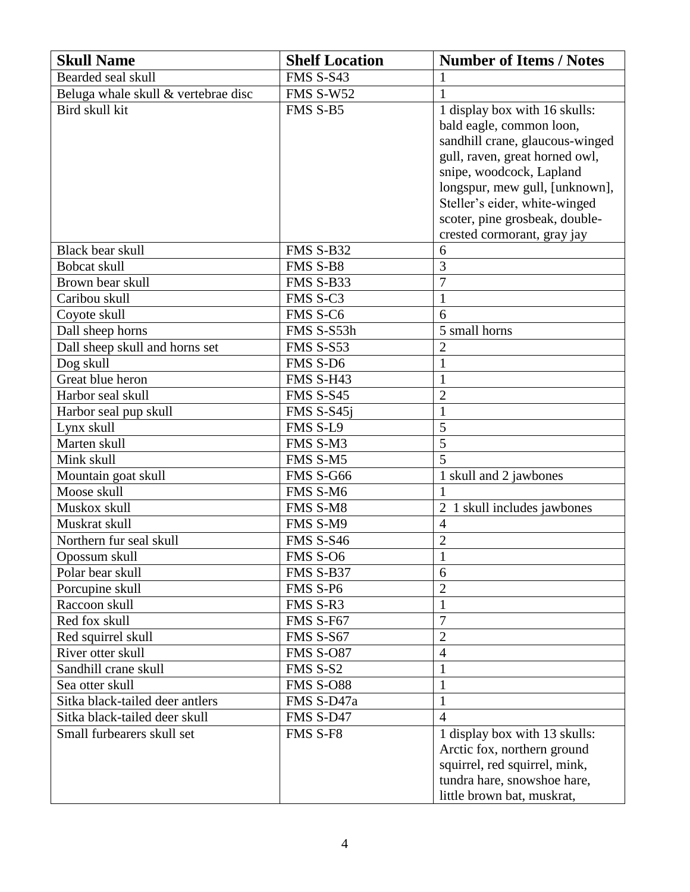| Skull Name | Shelf Location | Number of Items / Notes |
| --- | --- | --- |
| Bearded seal skull | FMS S-S43 | 1 |
| Beluga whale skull & vertebrae disc | FMS S-W52 | 1 |
| Bird skull kit | FMS S-B5 | 1 display box with 16 skulls: bald eagle, common loon, sandhill crane, glaucous-winged gull, raven, great horned owl, snipe, woodcock, Lapland longspur, mew gull, [unknown], Steller's eider, white-winged scoter, pine grosbeak, double-crested cormorant, gray jay |
| Black bear skull | FMS S-B32 | 6 |
| Bobcat skull | FMS S-B8 | 3 |
| Brown bear skull | FMS S-B33 | 7 |
| Caribou skull | FMS S-C3 | 1 |
| Coyote skull | FMS S-C6 | 6 |
| Dall sheep horns | FMS S-S53h | 5 small horns |
| Dall sheep skull and horns set | FMS S-S53 | 2 |
| Dog skull | FMS S-D6 | 1 |
| Great blue heron | FMS S-H43 | 1 |
| Harbor seal skull | FMS S-S45 | 2 |
| Harbor seal pup skull | FMS S-S45j | 1 |
| Lynx skull | FMS S-L9 | 5 |
| Marten skull | FMS S-M3 | 5 |
| Mink skull | FMS S-M5 | 5 |
| Mountain goat skull | FMS S-G66 | 1 skull and 2 jawbones |
| Moose skull | FMS S-M6 | 1 |
| Muskox skull | FMS S-M8 | 2 1 skull includes jawbones |
| Muskrat skull | FMS S-M9 | 4 |
| Northern fur seal skull | FMS S-S46 | 2 |
| Opossum skull | FMS S-O6 | 1 |
| Polar bear skull | FMS S-B37 | 6 |
| Porcupine skull | FMS S-P6 | 2 |
| Raccoon skull | FMS S-R3 | 1 |
| Red fox skull | FMS S-F67 | 7 |
| Red squirrel skull | FMS S-S67 | 2 |
| River otter skull | FMS S-O87 | 4 |
| Sandhill crane skull | FMS S-S2 | 1 |
| Sea otter skull | FMS S-O88 | 1 |
| Sitka black-tailed deer antlers | FMS S-D47a | 1 |
| Sitka black-tailed deer skull | FMS S-D47 | 4 |
| Small furbearers skull set | FMS S-F8 | 1 display box with 13 skulls: Arctic fox, northern ground squirrel, red squirrel, mink, tundra hare, snowshoe hare, little brown bat, muskrat, |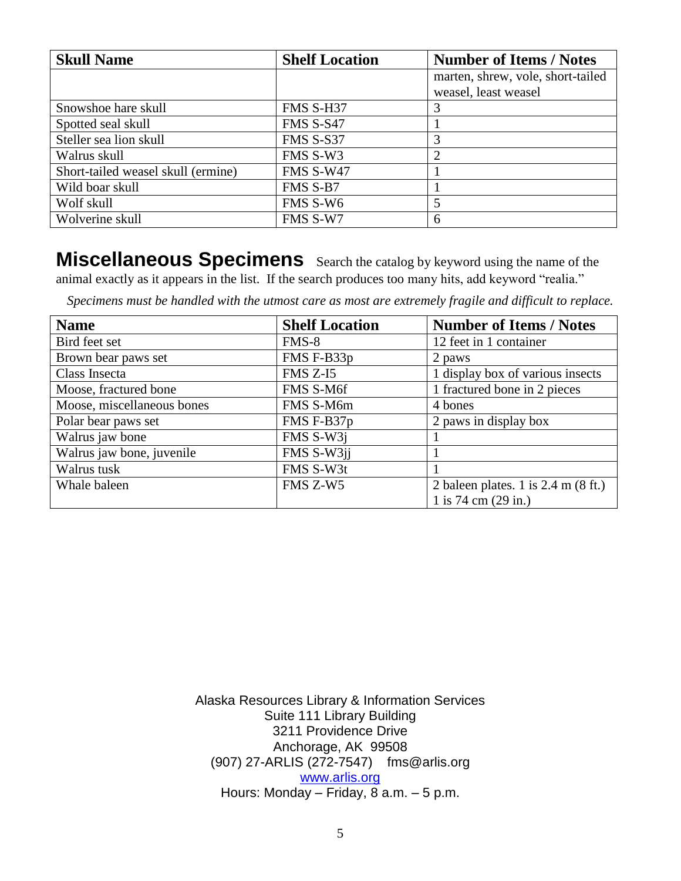| Skull Name | Shelf Location | Number of Items / Notes |
|---|---|---|
| | | marten, shrew, vole, short-tailed weasel, least weasel |
| Snowshoe hare skull | FMS S-H37 | 3 |
| Spotted seal skull | FMS S-S47 | 1 |
| Steller sea lion skull | FMS S-S37 | 3 |
| Walrus skull | FMS S-W3 | 2 |
| Short-tailed weasel skull (ermine) | FMS S-W47 | 1 |
| Wild boar skull | FMS S-B7 | 1 |
| Wolf skull | FMS S-W6 | 5 |
| Wolverine skull | FMS S-W7 | 6 |

## Miscellaneous Specimens

Search the catalog by keyword using the name of the animal exactly as it appears in the list. If the search produces too many hits, add keyword "realia."

*Specimens must be handled with the utmost care as most are extremely fragile and difficult to replace.*

| Name | Shelf Location | Number of Items / Notes |
|---|---|---|
| Bird feet set | FMS-8 | 12 feet in 1 container |
| Brown bear paws set | FMS F-B33p | 2 paws |
| Class Insecta | FMS Z-I5 | 1 display box of various insects |
| Moose, fractured bone | FMS S-M6f | 1 fractured bone in 2 pieces |
| Moose, miscellaneous bones | FMS S-M6m | 4 bones |
| Polar bear paws set | FMS F-B37p | 2 paws in display box |
| Walrus jaw bone | FMS S-W3j | 1 |
| Walrus jaw bone, juvenile | FMS S-W3jj | 1 |
| Walrus tusk | FMS S-W3t | 1 |
| Whale baleen | FMS Z-W5 | 2 baleen plates. 1 is 2.4 m (8 ft.) 1 is 74 cm (29 in.) |

Alaska Resources Library & Information Services
Suite 111 Library Building
3211 Providence Drive
Anchorage, AK 99508
(907) 27-ARLIS (272-7547) fms@arlis.org
www.arlis.org
Hours: Monday – Friday, 8 a.m. – 5 p.m.